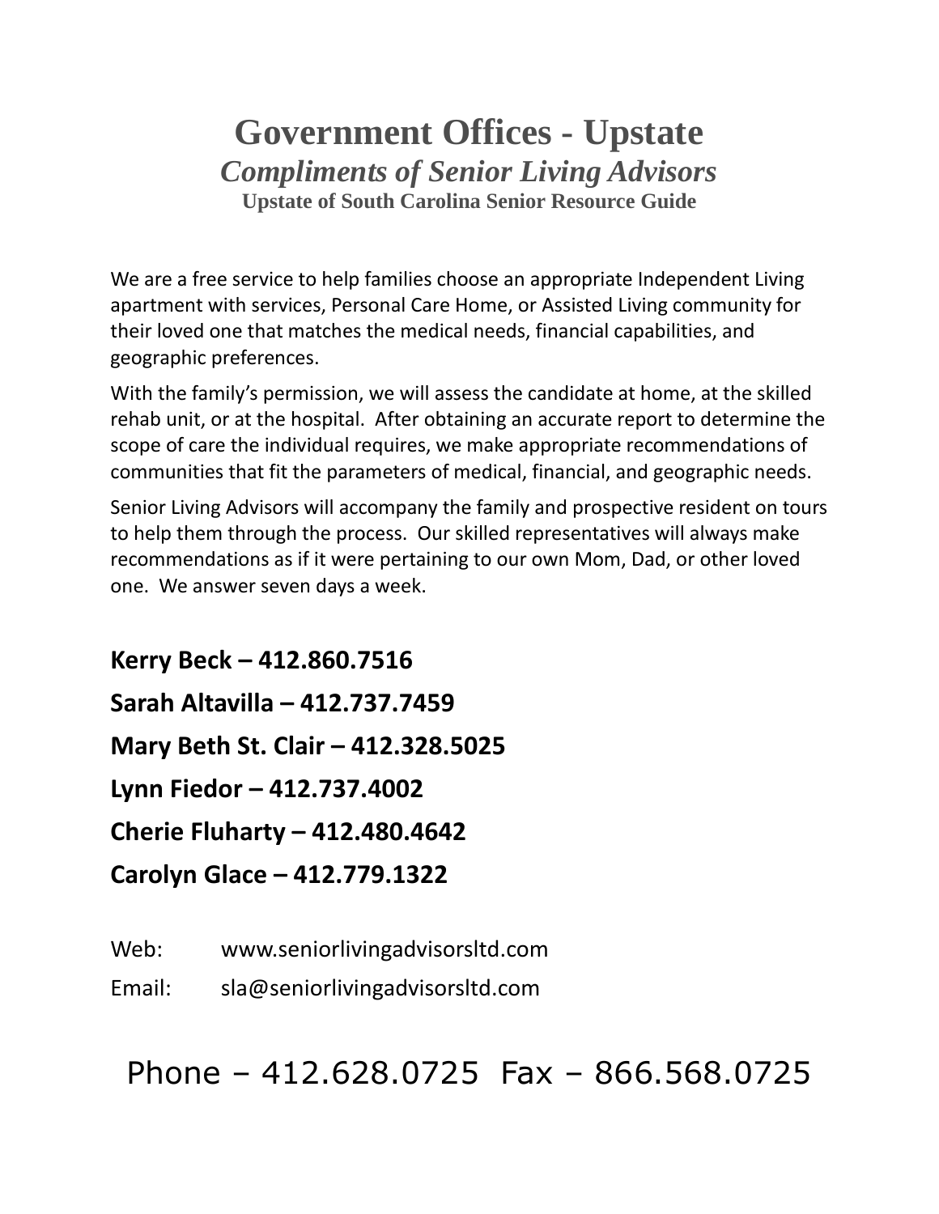# Government Offices - Upstate

## *Compliments of Senior Living Advisors*

### Upstate of South Carolina Senior Resource Guide

We are a free service to help families choose an appropriate Independent Living apartment with services, Personal Care Home, or Assisted Living community for their loved one that matches the medical needs, financial capabilities, and geographic preferences.

With the family's permission, we will assess the candidate at home, at the skilled rehab unit, or at the hospital. After obtaining an accurate report to determine the scope of care the individual requires, we make appropriate recommendations of communities that fit the parameters of medical, financial, and geographic needs.

Senior Living Advisors will accompany the family and prospective resident on tours to help them through the process. Our skilled representatives will always make recommendations as if it were pertaining to our own Mom, Dad, or other loved one. We answer seven days a week.

**Kerry Beck – 412.860.7516**

**Sarah Altavilla – 412.737.7459**

**Mary Beth St. Clair – 412.328.5025**

**Lynn Fiedor – 412.737.4002**

**Cherie Fluharty – 412.480.4642**

**Carolyn Glace – 412.779.1322**

Web: www.seniorlivingadvisorsltd.com

Email: sla@seniorlivingadvisorsltd.com

Phone – 412.628.0725 Fax – 866.568.0725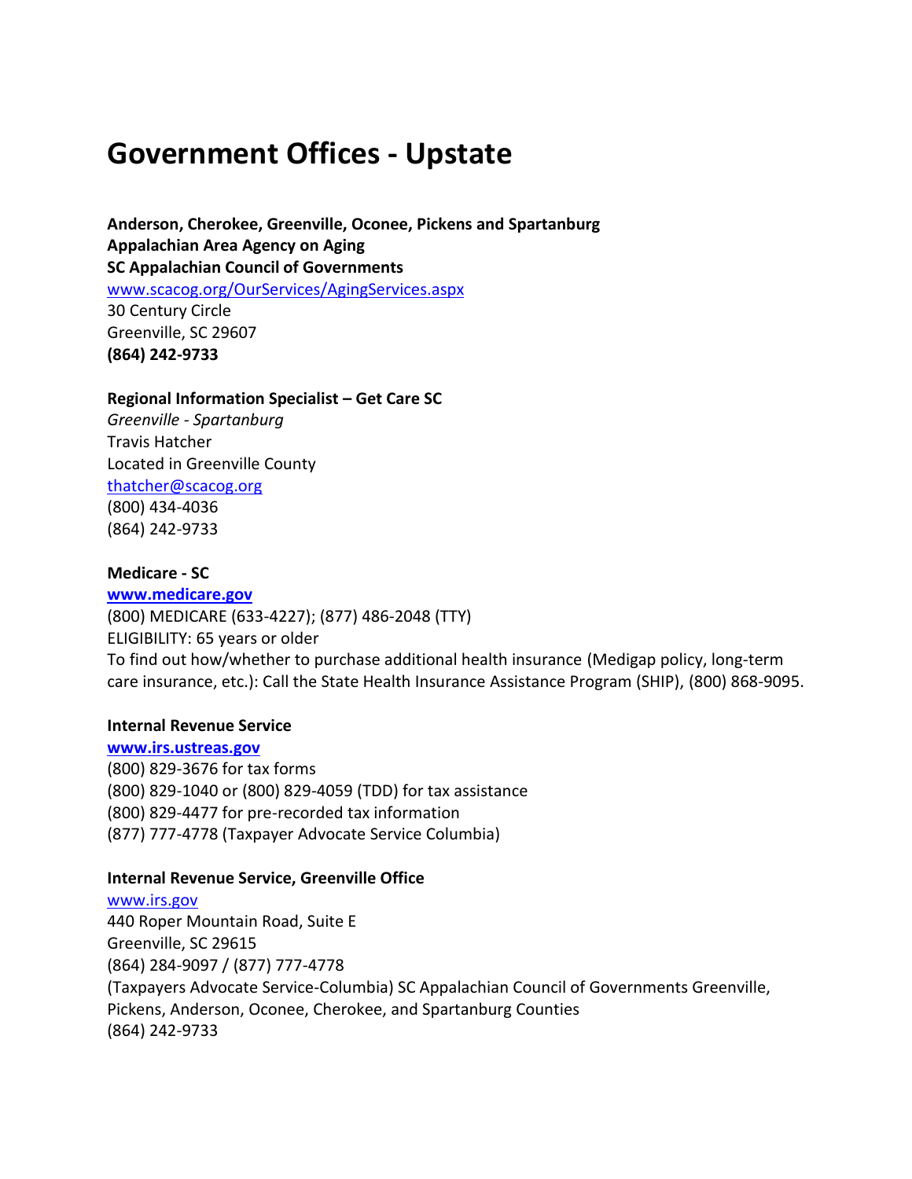# Government Offices - Upstate

**Anderson, Cherokee, Greenville, Oconee, Pickens and Spartanburg**
**Appalachian Area Agency on Aging**
**SC Appalachian Council of Governments**
www.scacog.org/OurServices/AgingServices.aspx
30 Century Circle
Greenville, SC 29607
**(864) 242-9733**

**Regional Information Specialist – Get Care SC**
*Greenville - Spartanburg*
Travis Hatcher
Located in Greenville County
thatcher@scacog.org
(800) 434-4036
(864) 242-9733

**Medicare - SC**
**www.medicare.gov**
(800) MEDICARE (633-4227); (877) 486-2048 (TTY)
ELIGIBILITY: 65 years or older
To find out how/whether to purchase additional health insurance (Medigap policy, long-term care insurance, etc.): Call the State Health Insurance Assistance Program (SHIP), (800) 868-9095.

**Internal Revenue Service**
**www.irs.ustreas.gov**
(800) 829-3676 for tax forms
(800) 829-1040 or (800) 829-4059 (TDD) for tax assistance
(800) 829-4477 for pre-recorded tax information
(877) 777-4778 (Taxpayer Advocate Service Columbia)

**Internal Revenue Service, Greenville Office**
www.irs.gov
440 Roper Mountain Road, Suite E
Greenville, SC 29615
(864) 284-9097 / (877) 777-4778
(Taxpayers Advocate Service-Columbia) SC Appalachian Council of Governments Greenville, Pickens, Anderson, Oconee, Cherokee, and Spartanburg Counties
(864) 242-9733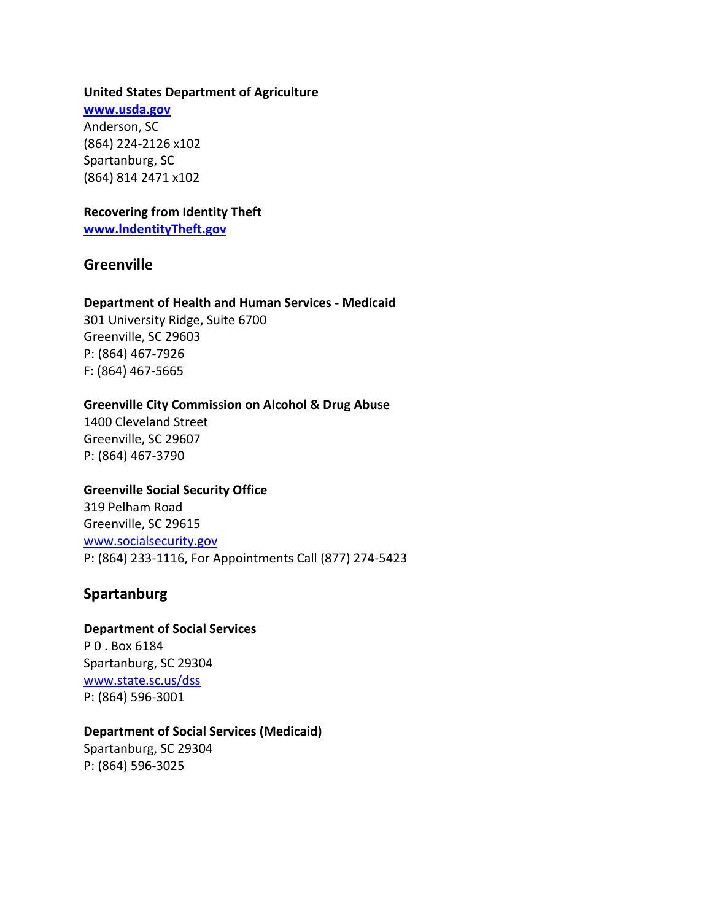**United States Department of Agriculture**
**[www.usda.gov](http://www.usda.gov)**
Anderson, SC
(864) 224-2126 x102
Spartanburg, SC
(864) 814 2471 x102

**Recovering from Identity Theft**
**[www.IndentityTheft.gov](http://www.IndentityTheft.gov)**

## Greenville

**Department of Health and Human Services - Medicaid**
301 University Ridge, Suite 6700
Greenville, SC 29603
P: (864) 467-7926
F: (864) 467-5665

**Greenville City Commission on Alcohol & Drug Abuse**
1400 Cleveland Street
Greenville, SC 29607
P: (864) 467-3790

**Greenville Social Security Office**
319 Pelham Road
Greenville, SC 29615
[www.socialsecurity.gov](http://www.socialsecurity.gov)
P: (864) 233-1116, For Appointments Call (877) 274-5423

## Spartanburg

**Department of Social Services**
P 0 . Box 6184
Spartanburg, SC 29304
[www.state.sc.us/dss](http://www.state.sc.us/dss)
P: (864) 596-3001

**Department of Social Services (Medicaid)**
Spartanburg, SC 29304
P: (864) 596-3025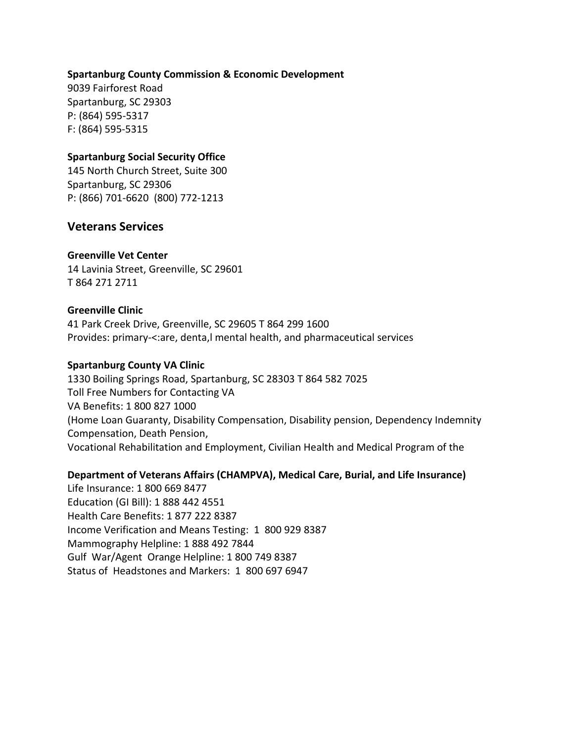**Spartanburg County Commission & Economic Development**
9039 Fairforest Road
Spartanburg, SC 29303
P: (864) 595-5317
F: (864) 595-5315

**Spartanburg Social Security Office**
145 North Church Street, Suite 300
Spartanburg, SC 29306
P: (866) 701-6620 (800) 772-1213

## Veterans Services

**Greenville Vet Center**
14 Lavinia Street, Greenville, SC 29601
T 864 271 2711

**Greenville Clinic**
41 Park Creek Drive, Greenville, SC 29605 T 864 299 1600
Provides: primary-<:are, denta,l mental health, and pharmaceutical services

**Spartanburg County VA Clinic**
1330 Boiling Springs Road, Spartanburg, SC 28303 T 864 582 7025
Toll Free Numbers for Contacting VA
VA Benefits: 1 800 827 1000
(Home Loan Guaranty, Disability Compensation, Disability pension, Dependency Indemnity Compensation, Death Pension,
Vocational Rehabilitation and Employment, Civilian Health and Medical Program of the

**Department of Veterans Affairs (CHAMPVA), Medical Care, Burial, and Life Insurance)**
Life Insurance: 1 800 669 8477
Education (GI Bill): 1 888 442 4551
Health Care Benefits: 1 877 222 8387
Income Verification and Means Testing: 1 800 929 8387
Mammography Helpline: 1 888 492 7844
Gulf War/Agent Orange Helpline: 1 800 749 8387
Status of Headstones and Markers: 1 800 697 6947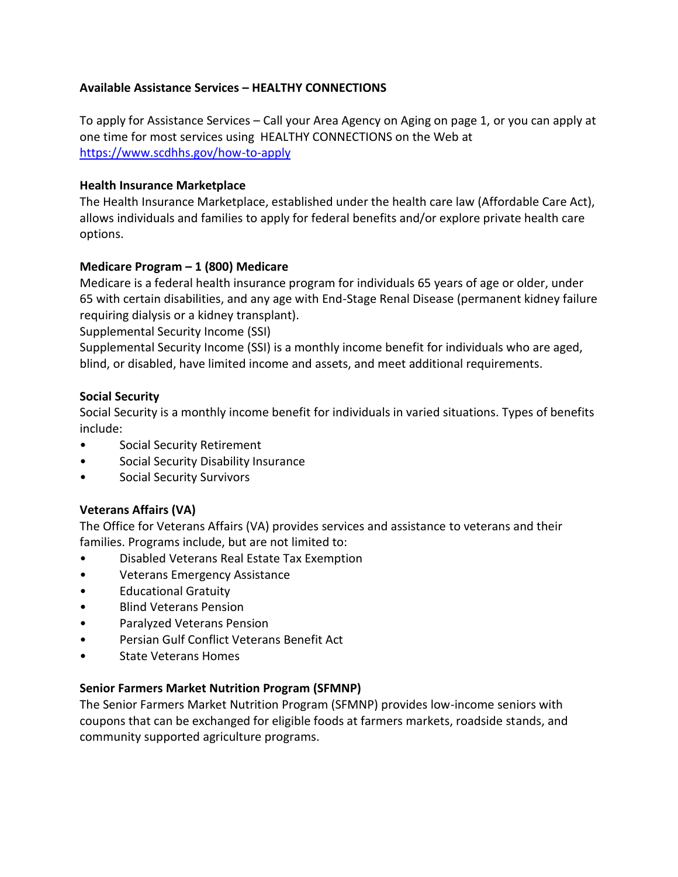**Available Assistance Services – HEALTHY CONNECTIONS**

To apply for Assistance Services – Call your Area Agency on Aging on page 1, or you can apply at one time for most services using HEALTHY CONNECTIONS on the Web at https://www.scdhhs.gov/how-to-apply

**Health Insurance Marketplace**

The Health Insurance Marketplace, established under the health care law (Affordable Care Act), allows individuals and families to apply for federal benefits and/or explore private health care options.

**Medicare Program – 1 (800) Medicare**

Medicare is a federal health insurance program for individuals 65 years of age or older, under 65 with certain disabilities, and any age with End-Stage Renal Disease (permanent kidney failure requiring dialysis or a kidney transplant).

Supplemental Security Income (SSI)

Supplemental Security Income (SSI) is a monthly income benefit for individuals who are aged, blind, or disabled, have limited income and assets, and meet additional requirements.

**Social Security**

Social Security is a monthly income benefit for individuals in varied situations. Types of benefits include:

- Social Security Retirement
- Social Security Disability Insurance
- Social Security Survivors

**Veterans Affairs (VA)**

The Office for Veterans Affairs (VA) provides services and assistance to veterans and their families. Programs include, but are not limited to:

- Disabled Veterans Real Estate Tax Exemption
- Veterans Emergency Assistance
- Educational Gratuity
- Blind Veterans Pension
- Paralyzed Veterans Pension
- Persian Gulf Conflict Veterans Benefit Act
- State Veterans Homes

**Senior Farmers Market Nutrition Program (SFMNP)**

The Senior Farmers Market Nutrition Program (SFMNP) provides low-income seniors with coupons that can be exchanged for eligible foods at farmers markets, roadside stands, and community supported agriculture programs.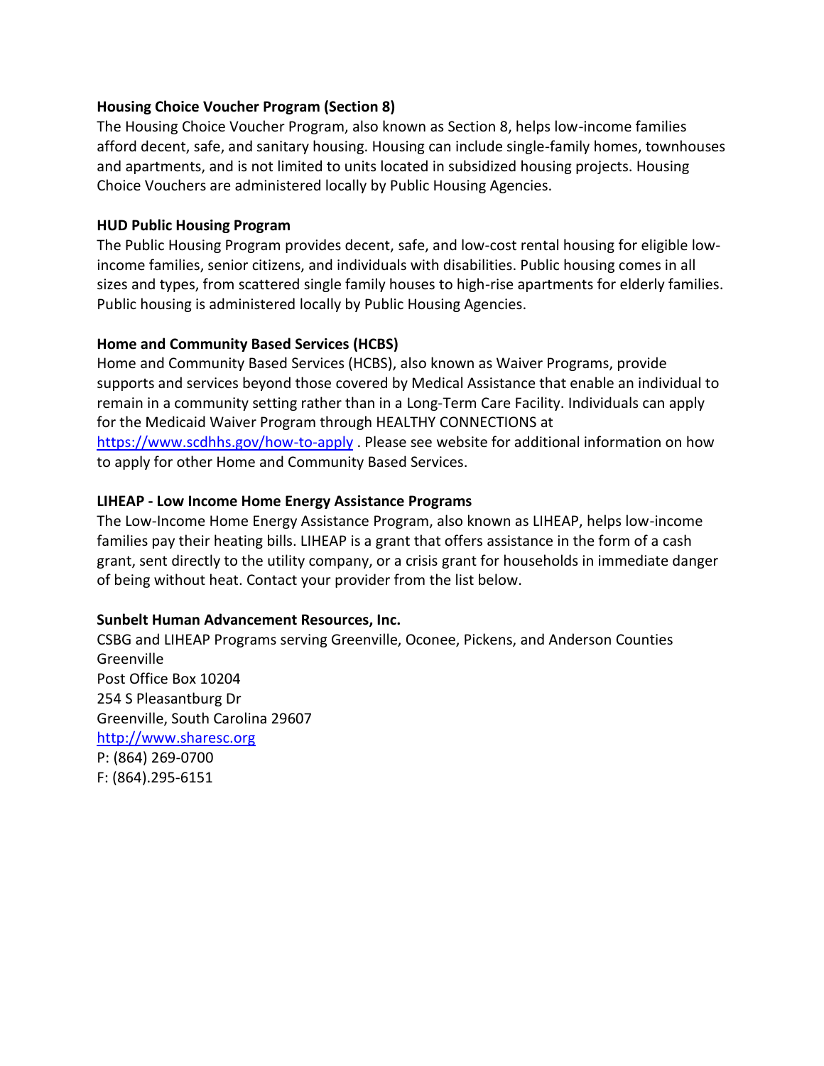**Housing Choice Voucher Program (Section 8)**

The Housing Choice Voucher Program, also known as Section 8, helps low-income families afford decent, safe, and sanitary housing. Housing can include single-family homes, townhouses and apartments, and is not limited to units located in subsidized housing projects. Housing Choice Vouchers are administered locally by Public Housing Agencies.

**HUD Public Housing Program**

The Public Housing Program provides decent, safe, and low-cost rental housing for eligible low-income families, senior citizens, and individuals with disabilities. Public housing comes in all sizes and types, from scattered single family houses to high-rise apartments for elderly families. Public housing is administered locally by Public Housing Agencies.

**Home and Community Based Services (HCBS)**

Home and Community Based Services (HCBS), also known as Waiver Programs, provide supports and services beyond those covered by Medical Assistance that enable an individual to remain in a community setting rather than in a Long-Term Care Facility. Individuals can apply for the Medicaid Waiver Program through HEALTHY CONNECTIONS at [https://www.scdhhs.gov/how-to-apply](https://www.scdhhs.gov/how-to-apply) . Please see website for additional information on how to apply for other Home and Community Based Services.

**LIHEAP - Low Income Home Energy Assistance Programs**

The Low-Income Home Energy Assistance Program, also known as LIHEAP, helps low-income families pay their heating bills. LIHEAP is a grant that offers assistance in the form of a cash grant, sent directly to the utility company, or a crisis grant for households in immediate danger of being without heat. Contact your provider from the list below.

**Sunbelt Human Advancement Resources, Inc.**

CSBG and LIHEAP Programs serving Greenville, Oconee, Pickens, and Anderson Counties
Greenville
Post Office Box 10204
254 S Pleasantburg Dr
Greenville, South Carolina 29607
[http://www.sharesc.org](http://www.sharesc.org)
P: (864) 269-0700
F: (864).295-6151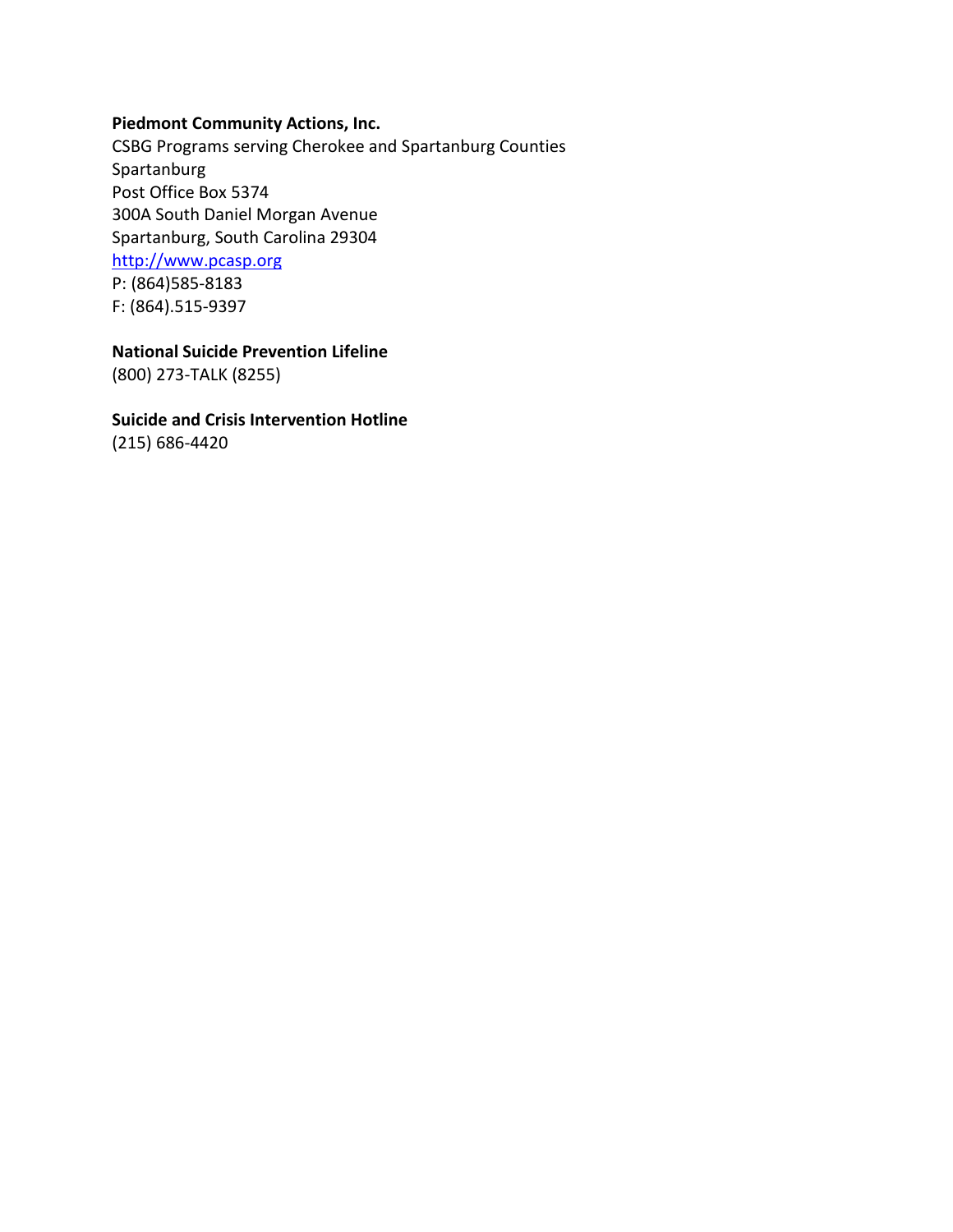**Piedmont Community Actions, Inc.**
CSBG Programs serving Cherokee and Spartanburg Counties
Spartanburg
Post Office Box 5374
300A South Daniel Morgan Avenue
Spartanburg, South Carolina 29304
http://www.pcasp.org
P: (864)585-8183
F: (864).515-9397

**National Suicide Prevention Lifeline**
(800) 273-TALK (8255)

**Suicide and Crisis Intervention Hotline**
(215) 686-4420